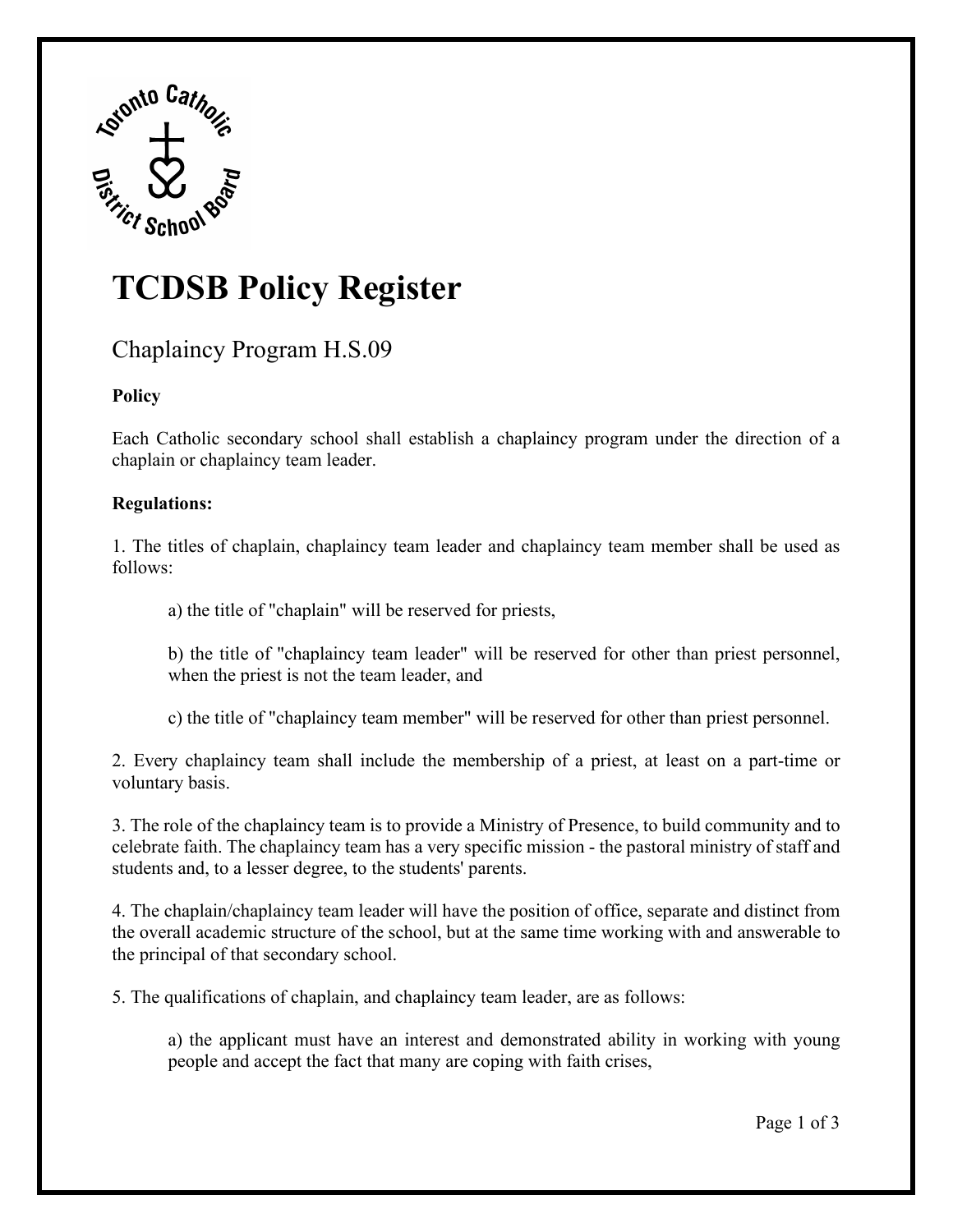# TCDSB Policy Register

## Chaplaincy Program H.S.09

**Policy**

Each Catholic secondary school shall establish a chaplaincy program under the direction of a chaplain or chaplaincy team leader.

**Regulations:**

1. The titles of chaplain, chaplaincy team leader and chaplaincy team member shall be used as follows:

   a) the title of "chaplain" will be reserved for priests,

   b) the title of "chaplaincy team leader" will be reserved for other than priest personnel, when the priest is not the team leader, and

   c) the title of "chaplaincy team member" will be reserved for other than priest personnel.

2. Every chaplaincy team shall include the membership of a priest, at least on a part-time or voluntary basis.

3. The role of the chaplaincy team is to provide a Ministry of Presence, to build community and to celebrate faith. The chaplaincy team has a very specific mission - the pastoral ministry of staff and students and, to a lesser degree, to the students' parents.

4. The chaplain/chaplaincy team leader will have the position of office, separate and distinct from the overall academic structure of the school, but at the same time working with and answerable to the principal of that secondary school.

5. The qualifications of chaplain, and chaplaincy team leader, are as follows:

   a) the applicant must have an interest and demonstrated ability in working with young people and accept the fact that many are coping with faith crises,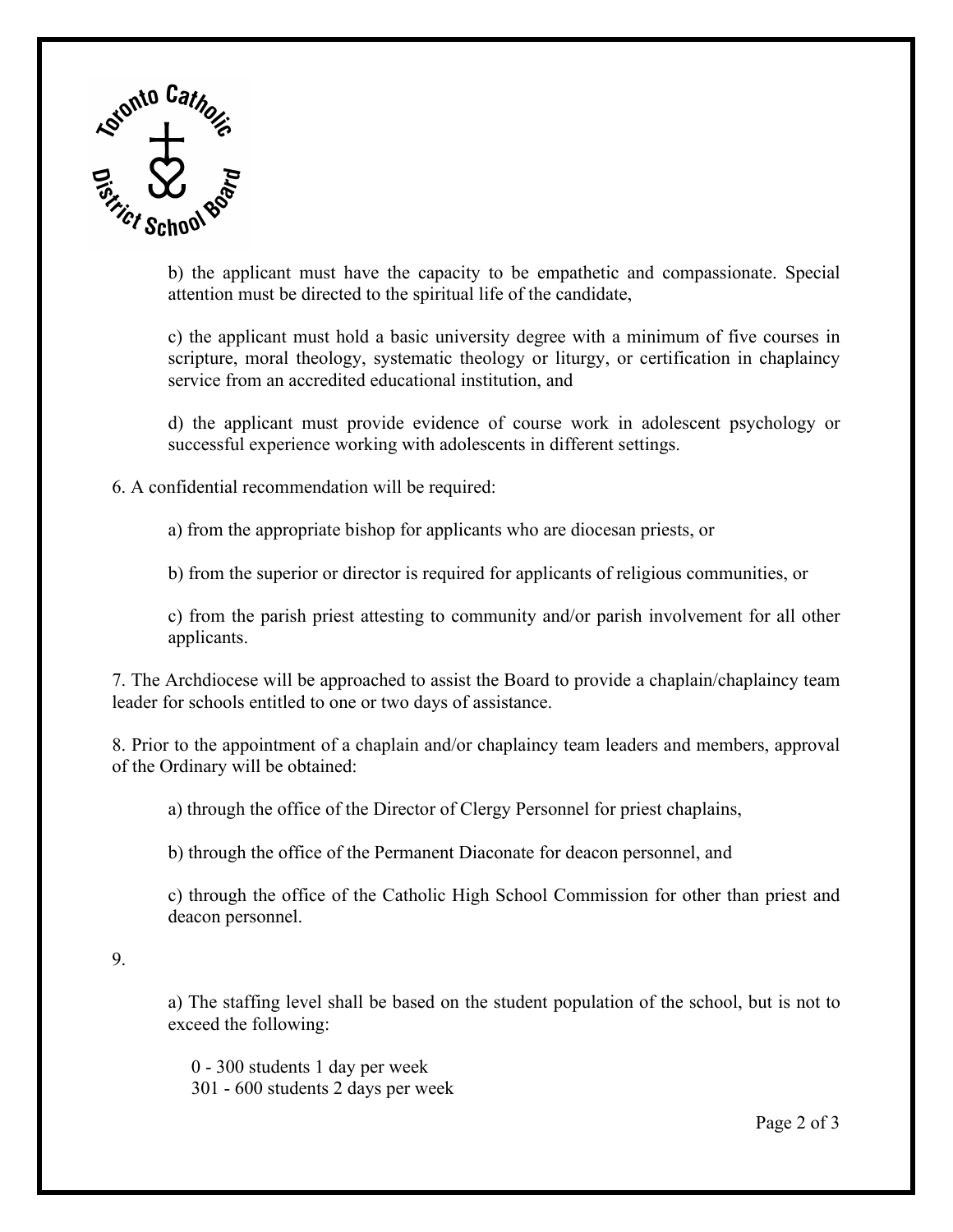b) the applicant must have the capacity to be empathetic and compassionate. Special attention must be directed to the spiritual life of the candidate,

c) the applicant must hold a basic university degree with a minimum of five courses in scripture, moral theology, systematic theology or liturgy, or certification in chaplaincy service from an accredited educational institution, and

d) the applicant must provide evidence of course work in adolescent psychology or successful experience working with adolescents in different settings.

6. A confidential recommendation will be required:

   a) from the appropriate bishop for applicants who are diocesan priests, or

   b) from the superior or director is required for applicants of religious communities, or

   c) from the parish priest attesting to community and/or parish involvement for all other applicants.

7. The Archdiocese will be approached to assist the Board to provide a chaplain/chaplaincy team leader for schools entitled to one or two days of assistance.

8. Prior to the appointment of a chaplain and/or chaplaincy team leaders and members, approval of the Ordinary will be obtained:

   a) through the office of the Director of Clergy Personnel for priest chaplains,

   b) through the office of the Permanent Diaconate for deacon personnel, and

   c) through the office of the Catholic High School Commission for other than priest and deacon personnel.

9.

   a) The staffing level shall be based on the student population of the school, but is not to exceed the following:

      0 - 300 students 1 day per week
      301 - 600 students 2 days per week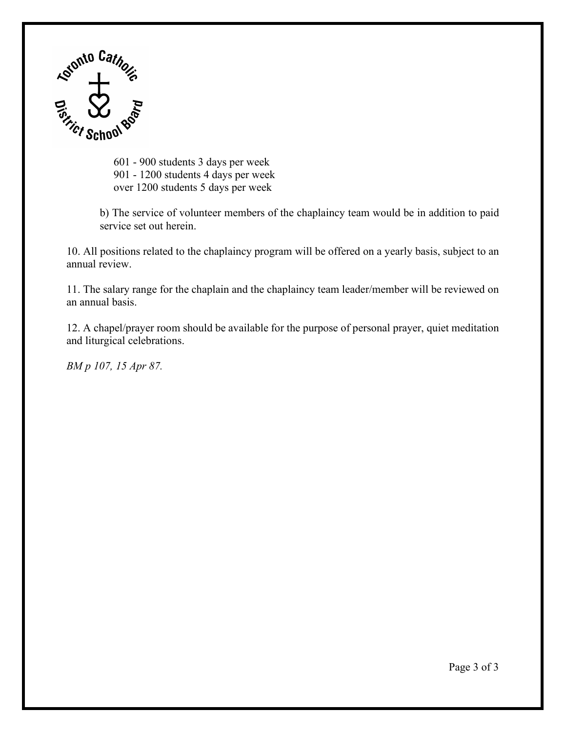601 - 900 students 3 days per week
901 - 1200 students 4 days per week
over 1200 students 5 days per week

b) The service of volunteer members of the chaplaincy team would be in addition to paid service set out herein.

10. All positions related to the chaplaincy program will be offered on a yearly basis, subject to an annual review.

11. The salary range for the chaplain and the chaplaincy team leader/member will be reviewed on an annual basis.

12. A chapel/prayer room should be available for the purpose of personal prayer, quiet meditation and liturgical celebrations.

*BM p 107, 15 Apr 87.*